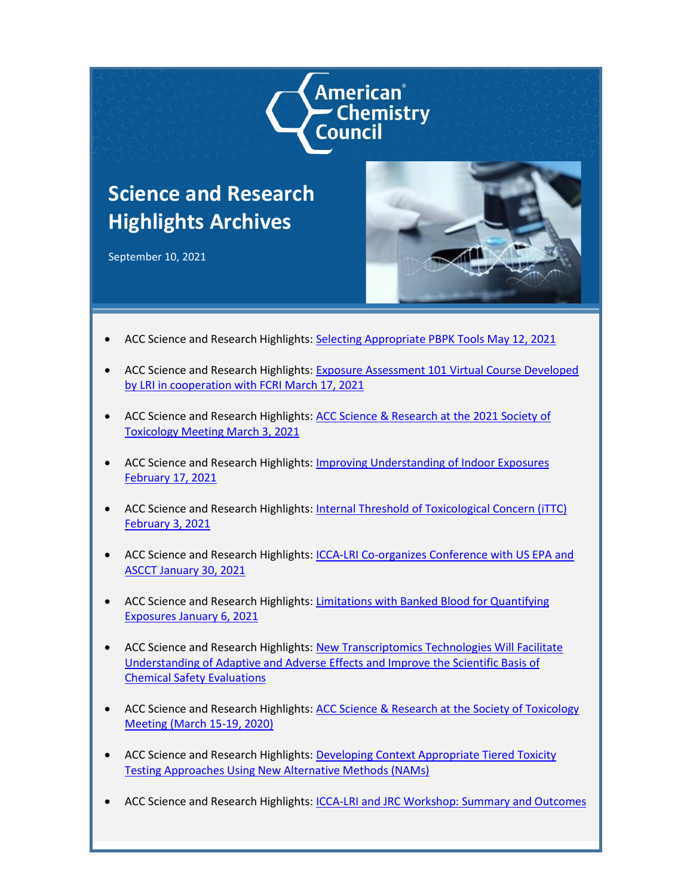American Chemistry Council

# Science and Research Highlights Archives

September 10, 2021

- ACC Science and Research Highlights: Selecting Appropriate PBPK Tools May 12, 2021
- ACC Science and Research Highlights: Exposure Assessment 101 Virtual Course Developed by LRI in cooperation with FCRI March 17, 2021
- ACC Science and Research Highlights: ACC Science & Research at the 2021 Society of Toxicology Meeting March 3, 2021
- ACC Science and Research Highlights: Improving Understanding of Indoor Exposures February 17, 2021
- ACC Science and Research Highlights: Internal Threshold of Toxicological Concern (iTTC) February 3, 2021
- ACC Science and Research Highlights: ICCA-LRI Co-organizes Conference with US EPA and ASCCT January 30, 2021
- ACC Science and Research Highlights: Limitations with Banked Blood for Quantifying Exposures January 6, 2021
- ACC Science and Research Highlights: New Transcriptomics Technologies Will Facilitate Understanding of Adaptive and Adverse Effects and Improve the Scientific Basis of Chemical Safety Evaluations
- ACC Science and Research Highlights: ACC Science & Research at the Society of Toxicology Meeting (March 15-19, 2020)
- ACC Science and Research Highlights: Developing Context Appropriate Tiered Toxicity Testing Approaches Using New Alternative Methods (NAMs)
- ACC Science and Research Highlights: ICCA-LRI and JRC Workshop: Summary and Outcomes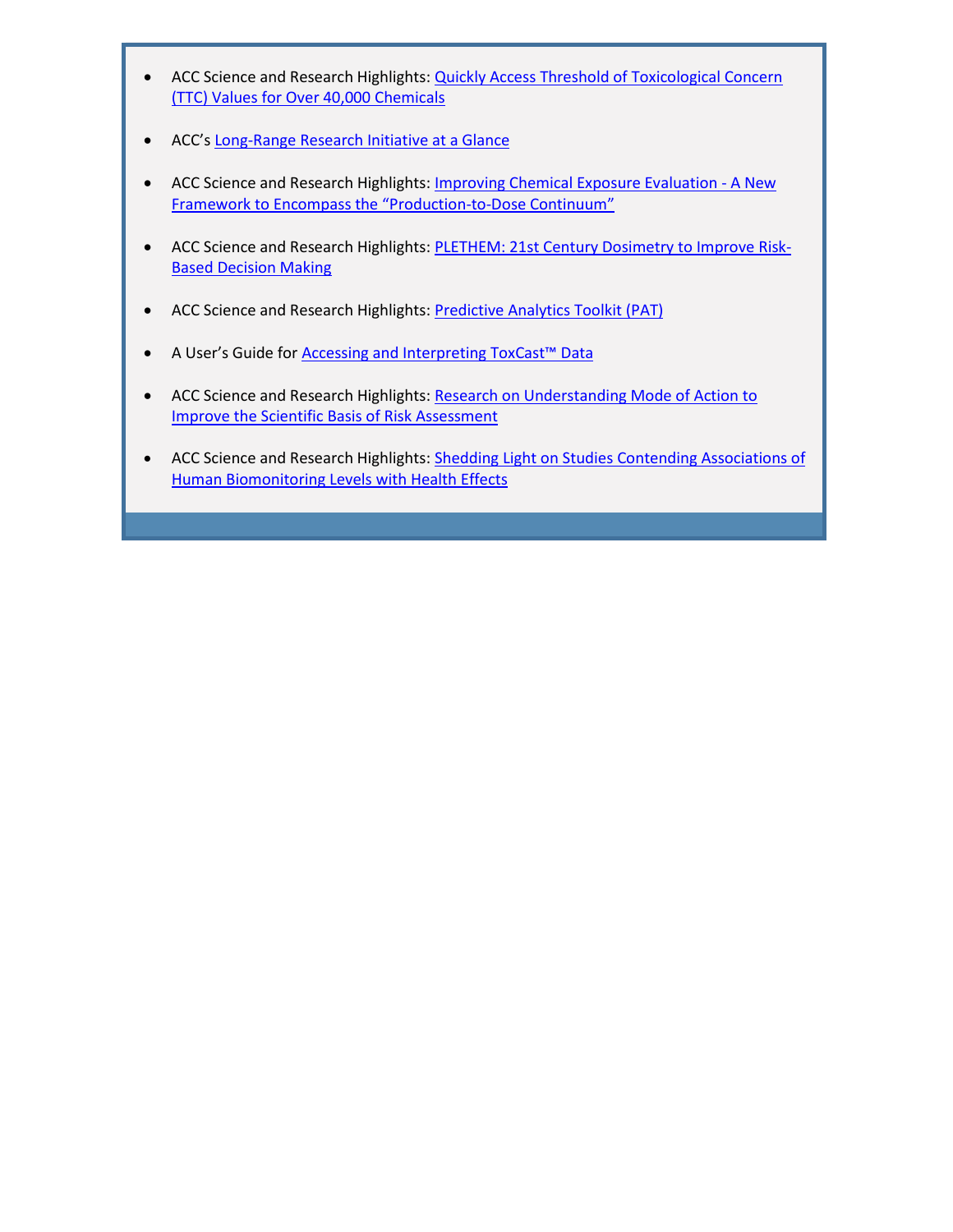- ACC Science and Research Highlights: Quickly Access Threshold of Toxicological Concern (TTC) Values for Over 40,000 Chemicals
- ACC's Long-Range Research Initiative at a Glance
- ACC Science and Research Highlights: Improving Chemical Exposure Evaluation - A New Framework to Encompass the "Production-to-Dose Continuum"
- ACC Science and Research Highlights: PLETHEM: 21st Century Dosimetry to Improve Risk-Based Decision Making
- ACC Science and Research Highlights: Predictive Analytics Toolkit (PAT)
- A User's Guide for Accessing and Interpreting ToxCast™ Data
- ACC Science and Research Highlights: Research on Understanding Mode of Action to Improve the Scientific Basis of Risk Assessment
- ACC Science and Research Highlights: Shedding Light on Studies Contending Associations of Human Biomonitoring Levels with Health Effects